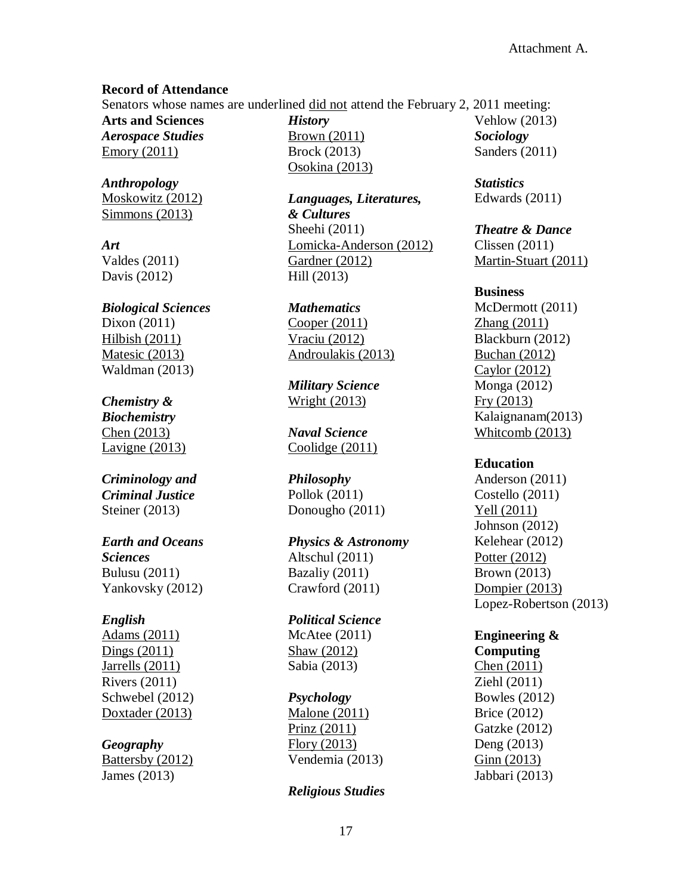Attachment A.

**Record of Attendance**

Senators whose names are underlined <u>did not</u> attend the February 2, 2011 meeting:

**Arts and Sciences**

***Aerospace Studies***
<u>Emory (2011)</u>

***Anthropology***
<u>Moskowitz (2012)</u>
<u>Simmons (2013)</u>

***Art***
Valdes (2011)
Davis (2012)

***Biological Sciences***
Dixon (2011)
<u>Hilbish (2011)</u>
<u>Matesic (2013)</u>
Waldman (2013)

***Chemistry & Biochemistry***
<u>Chen (2013)</u>
<u>Lavigne (2013)</u>

***Criminology and Criminal Justice***
Steiner (2013)

***Earth and Oceans Sciences***
Bulusu (2011)
Yankovsky (2012)

***English***
<u>Adams (2011)</u>
<u>Dings (2011)</u>
<u>Jarrells (2011)</u>
Rivers (2011)
Schwebel (2012)
<u>Doxtader (2013)</u>

***Geography***
<u>Battersby (2012)</u>
James (2013)

***History***
<u>Brown (2011)</u>
Brock (2013)
<u>Osokina (2013)</u>

***Languages, Literatures, & Cultures***
Sheehi (2011)
<u>Lomicka-Anderson (2012)</u>
<u>Gardner (2012)</u>
Hill (2013)

***Mathematics***
<u>Cooper (2011)</u>
<u>Vraciu (2012)</u>
<u>Androulakis (2013)</u>

***Military Science***
<u>Wright (2013)</u>

***Naval Science***
<u>Coolidge (2011)</u>

***Philosophy***
Pollok (2011)
Donougho (2011)

***Physics & Astronomy***
Altschul (2011)
Bazaliy (2011)
Crawford (2011)

***Political Science***
McAtee (2011)
<u>Shaw (2012)</u>
Sabia (2013)

***Psychology***
<u>Malone (2011)</u>
<u>Prinz (2011)</u>
<u>Flory (2013)</u>
Vendemia (2013)

***Religious Studies***
Vehlow (2013)

***Sociology***
Sanders (2011)

***Statistics***
Edwards (2011)

***Theatre & Dance***
Clissen (2011)
<u>Martin-Stuart (2011)</u>

**Business**
McDermott (2011)
<u>Zhang (2011)</u>
Blackburn (2012)
<u>Buchan (2012)</u>
<u>Caylor (2012)</u>
Monga (2012)
<u>Fry (2013)</u>
Kalaignanam(2013)
<u>Whitcomb (2013)</u>

**Education**
Anderson (2011)
Costello (2011)
<u>Yell (2011)</u>
Johnson (2012)
Kelehear (2012)
<u>Potter (2012)</u>
Brown (2013)
<u>Dompier (2013)</u>
Lopez-Robertson (2013)

**Engineering & Computing**
<u>Chen (2011)</u>
Ziehl (2011)
Bowles (2012)
Brice (2012)
Gatzke (2012)
Deng (2013)
<u>Ginn (2013)</u>
Jabbari (2013)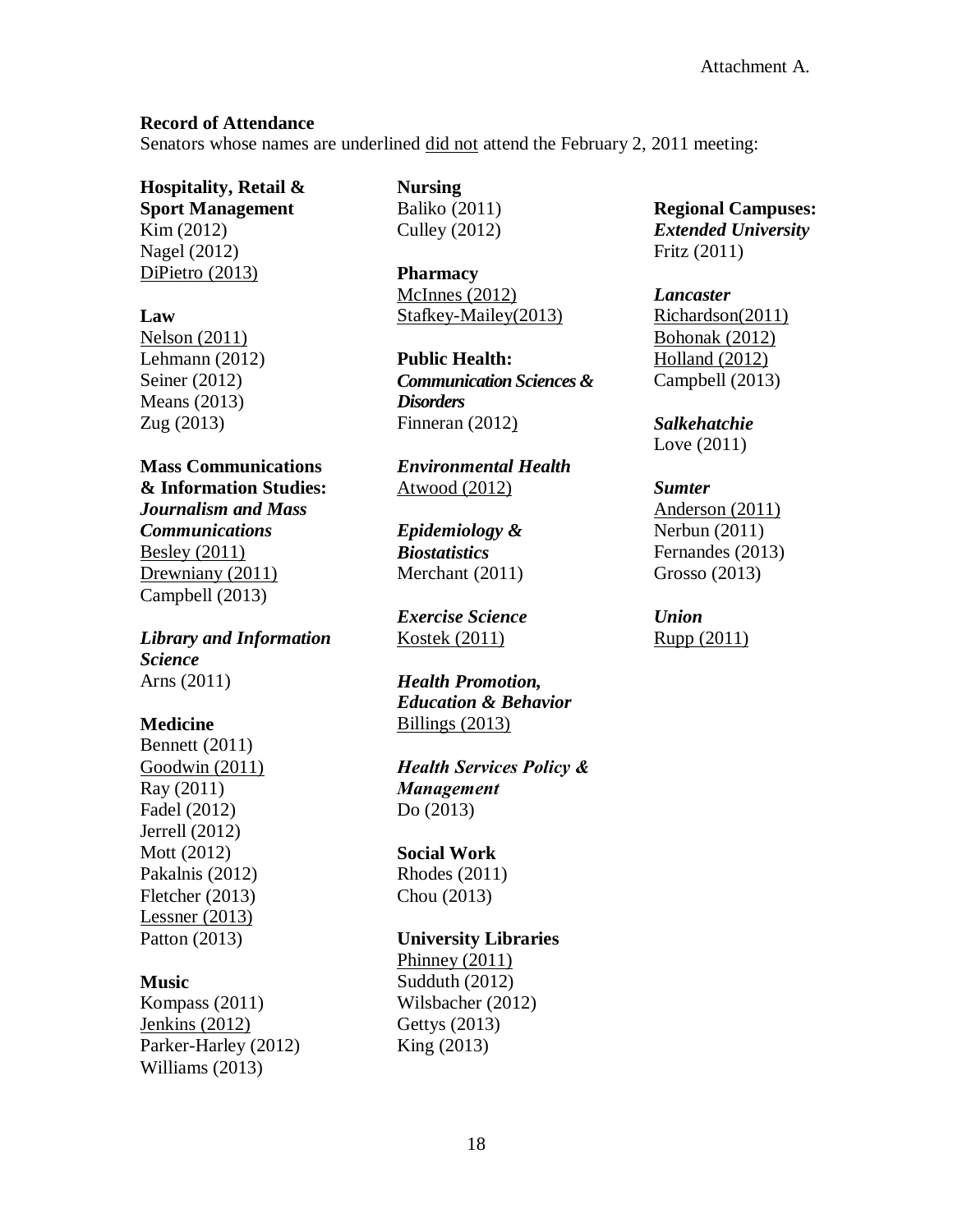Attachment A.

**Record of Attendance**
Senators whose names are underlined <u>did not</u> attend the February 2, 2011 meeting:

**Hospitality, Retail & Sport Management**
Kim (2012)
Nagel (2012)
<u>DiPietro (2013)</u>

**Law**
<u>Nelson (2011)</u>
Lehmann (2012)
Seiner (2012)
Means (2013)
Zug (2013)

**Mass Communications & Information Studies:**
***Journalism and Mass Communications***
<u>Besley (2011)</u>
<u>Drewniany (2011)</u>
Campbell (2013)

***Library and Information Science***
Arns (2011)

**Medicine**
Bennett (2011)
<u>Goodwin (2011)</u>
Ray (2011)
Fadel (2012)
Jerrell (2012)
Mott (2012)
Pakalnis (2012)
Fletcher (2013)
<u>Lessner (2013)</u>
Patton (2013)

**Music**
Kompass (2011)
<u>Jenkins (2012)</u>
Parker-Harley (2012)
Williams (2013)

**Nursing**
Baliko (2011)
Culley (2012)

**Pharmacy**
<u>McInnes (2012)</u>
<u>Stafkey-Mailey(2013)</u>

**Public Health:**
***Communication Sciences & Disorders***
Finneran (2012)

***Environmental Health***
<u>Atwood (2012)</u>

***Epidemiology & Biostatistics***
Merchant (2011)

***Exercise Science***
<u>Kostek (2011)</u>

***Health Promotion, Education & Behavior***
<u>Billings (2013)</u>

***Health Services Policy & Management***
Do (2013)

**Social Work**
Rhodes (2011)
Chou (2013)

**University Libraries**
<u>Phinney (2011)</u>
Sudduth (2012)
Wilsbacher (2012)
Gettys (2013)
King (2013)

**Regional Campuses:**
***Extended University***
Fritz (2011)

***Lancaster***
<u>Richardson(2011)</u>
<u>Bohonak (2012)</u>
<u>Holland (2012)</u>
Campbell (2013)

***Salkehatchie***
Love (2011)

***Sumter***
<u>Anderson (2011)</u>
Nerbun (2011)
Fernandes (2013)
Grosso (2013)

***Union***
<u>Rupp (2011)</u>